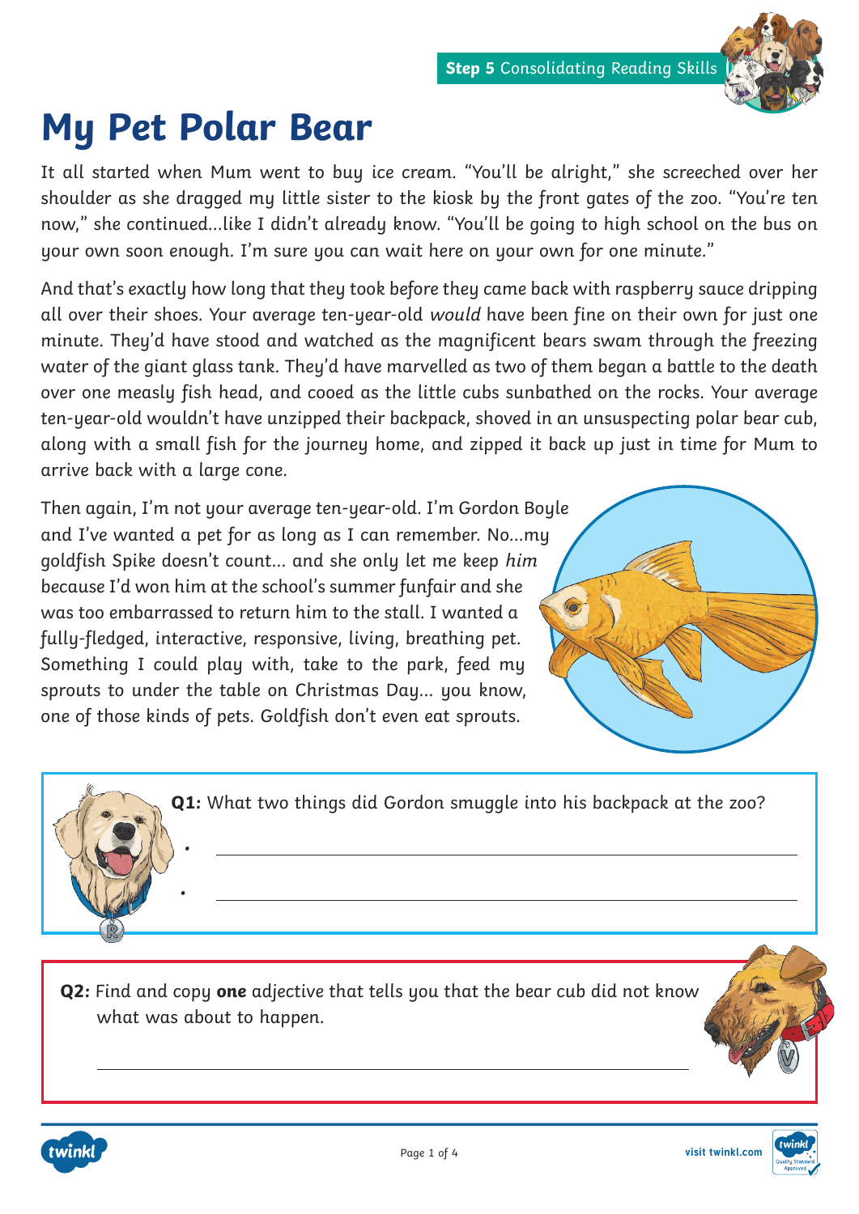# My Pet Polar Bear

It all started when Mum went to buy ice cream. "You'll be alright," she screeched over her shoulder as she dragged my little sister to the kiosk by the front gates of the zoo. "You're ten now," she continued...like I didn't already know. "You'll be going to high school on the bus on your own soon enough. I'm sure you can wait here on your own for one minute."

And that's exactly how long that they took before they came back with raspberry sauce dripping all over their shoes. Your average ten-year-old *would* have been fine on their own for just one minute. They'd have stood and watched as the magnificent bears swam through the freezing water of the giant glass tank. They'd have marvelled as two of them began a battle to the death over one measly fish head, and cooed as the little cubs sunbathed on the rocks. Your average ten-year-old wouldn't have unzipped their backpack, shoved in an unsuspecting polar bear cub, along with a small fish for the journey home, and zipped it back up just in time for Mum to arrive back with a large cone.

Then again, I'm not your average ten-year-old. I'm Gordon Boyle and I've wanted a pet for as long as I can remember. No...my goldfish Spike doesn't count... and she only let me keep *him* because I'd won him at the school's summer funfair and she was too embarrassed to return him to the stall. I wanted a fully-fledged, interactive, responsive, living, breathing pet. Something I could play with, take to the park, feed my sprouts to under the table on Christmas Day... you know, one of those kinds of pets. Goldfish don't even eat sprouts.

**Q1:** What two things did Gordon smuggle into his backpack at the zoo?

- ______________________________
- ______________________________

**Q2:** Find and copy **one** adjective that tells you that the bear cub did not know what was about to happen.

______________________________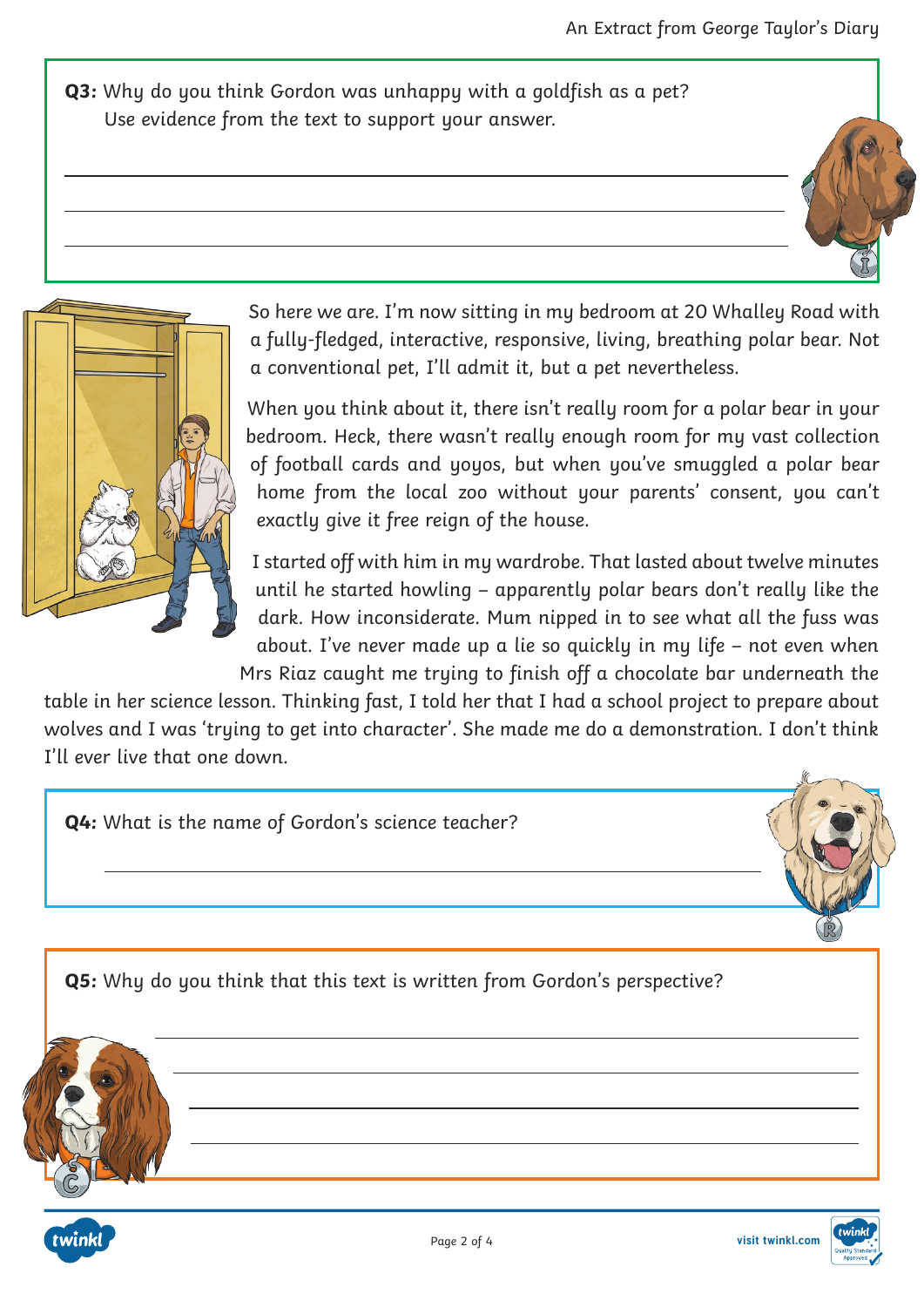**Q3:** Why do you think Gordon was unhappy with a goldfish as a pet?
Use evidence from the text to support your answer.

_______________________________________________

_______________________________________________

_______________________________________________

So here we are. I'm now sitting in my bedroom at 20 Whalley Road with a fully-fledged, interactive, responsive, living, breathing polar bear. Not a conventional pet, I'll admit it, but a pet nevertheless.

When you think about it, there isn't really room for a polar bear in your bedroom. Heck, there wasn't really enough room for my vast collection of football cards and yoyos, but when you've smuggled a polar bear home from the local zoo without your parents' consent, you can't exactly give it free reign of the house.

I started off with him in my wardrobe. That lasted about twelve minutes until he started howling – apparently polar bears don't really like the dark. How inconsiderate. Mum nipped in to see what all the fuss was about. I've never made up a lie so quickly in my life – not even when Mrs Riaz caught me trying to finish off a chocolate bar underneath the table in her science lesson. Thinking fast, I told her that I had a school project to prepare about wolves and I was 'trying to get into character'. She made me do a demonstration. I don't think I'll ever live that one down.

**Q4:** What is the name of Gordon's science teacher?

_______________________________________________

**Q5:** Why do you think that this text is written from Gordon's perspective?

_______________________________________________

_______________________________________________

_______________________________________________

_______________________________________________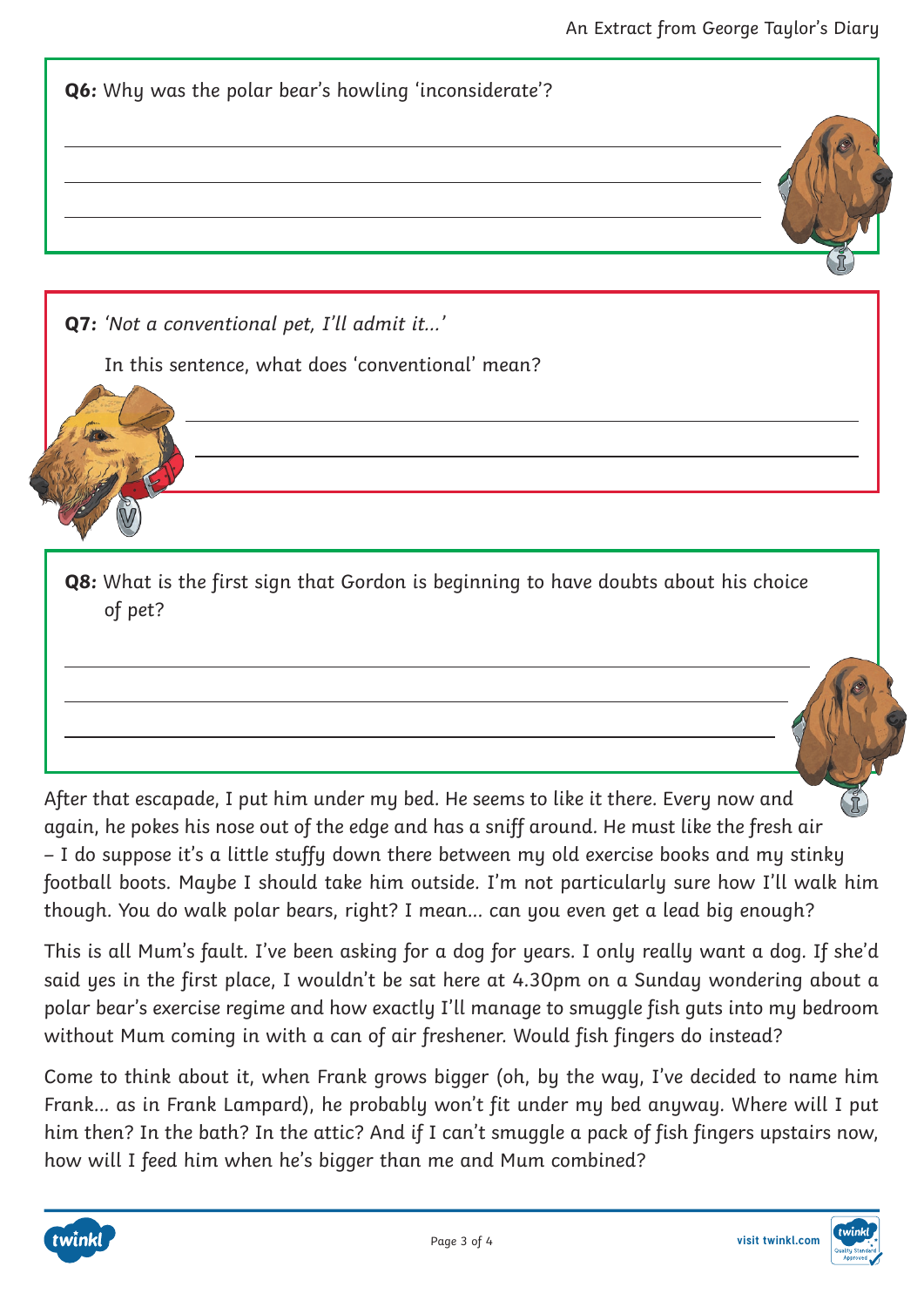**Q6:** Why was the polar bear's howling 'inconsiderate'?

**Q7:** *'Not a conventional pet, I'll admit it...'*

In this sentence, what does 'conventional' mean?

**Q8:** What is the first sign that Gordon is beginning to have doubts about his choice of pet?

After that escapade, I put him under my bed. He seems to like it there. Every now and again, he pokes his nose out of the edge and has a sniff around. He must like the fresh air – I do suppose it's a little stuffy down there between my old exercise books and my stinky football boots. Maybe I should take him outside. I'm not particularly sure how I'll walk him though. You do walk polar bears, right? I mean... can you even get a lead big enough?

This is all Mum's fault. I've been asking for a dog for years. I only really want a dog. If she'd said yes in the first place, I wouldn't be sat here at 4.30pm on a Sunday wondering about a polar bear's exercise regime and how exactly I'll manage to smuggle fish guts into my bedroom without Mum coming in with a can of air freshener. Would fish fingers do instead?

Come to think about it, when Frank grows bigger (oh, by the way, I've decided to name him Frank... as in Frank Lampard), he probably won't fit under my bed anyway. Where will I put him then? In the bath? In the attic? And if I can't smuggle a pack of fish fingers upstairs now, how will I feed him when he's bigger than me and Mum combined?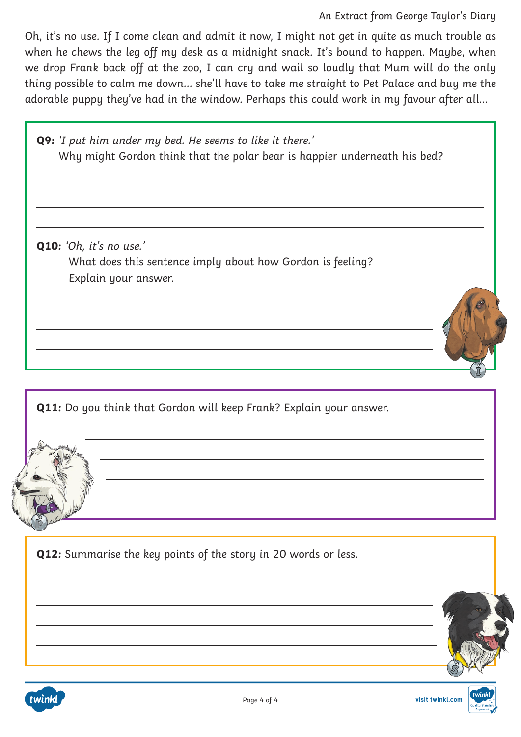Oh, it's no use. If I come clean and admit it now, I might not get in quite as much trouble as when he chews the leg off my desk as a midnight snack. It's bound to happen. Maybe, when we drop Frank back off at the zoo, I can cry and wail so loudly that Mum will do the only thing possible to calm me down... she'll have to take me straight to Pet Palace and buy me the adorable puppy they've had in the window. Perhaps this could work in my favour after all...

**Q9:** *'I put him under my bed. He seems to like it there.'*
Why might Gordon think that the polar bear is happier underneath his bed?

______________________________________________________________________

______________________________________________________________________

______________________________________________________________________

**Q10:** *'Oh, it's no use.'*
What does this sentence imply about how Gordon is feeling?
Explain your answer.

______________________________________________________________________

______________________________________________________________________

______________________________________________________________________

**Q11:** Do you think that Gordon will keep Frank? Explain your answer.

______________________________________________________________________

______________________________________________________________________

______________________________________________________________________

______________________________________________________________________

**Q12:** Summarise the key points of the story in 20 words or less.

______________________________________________________________________

______________________________________________________________________

______________________________________________________________________

______________________________________________________________________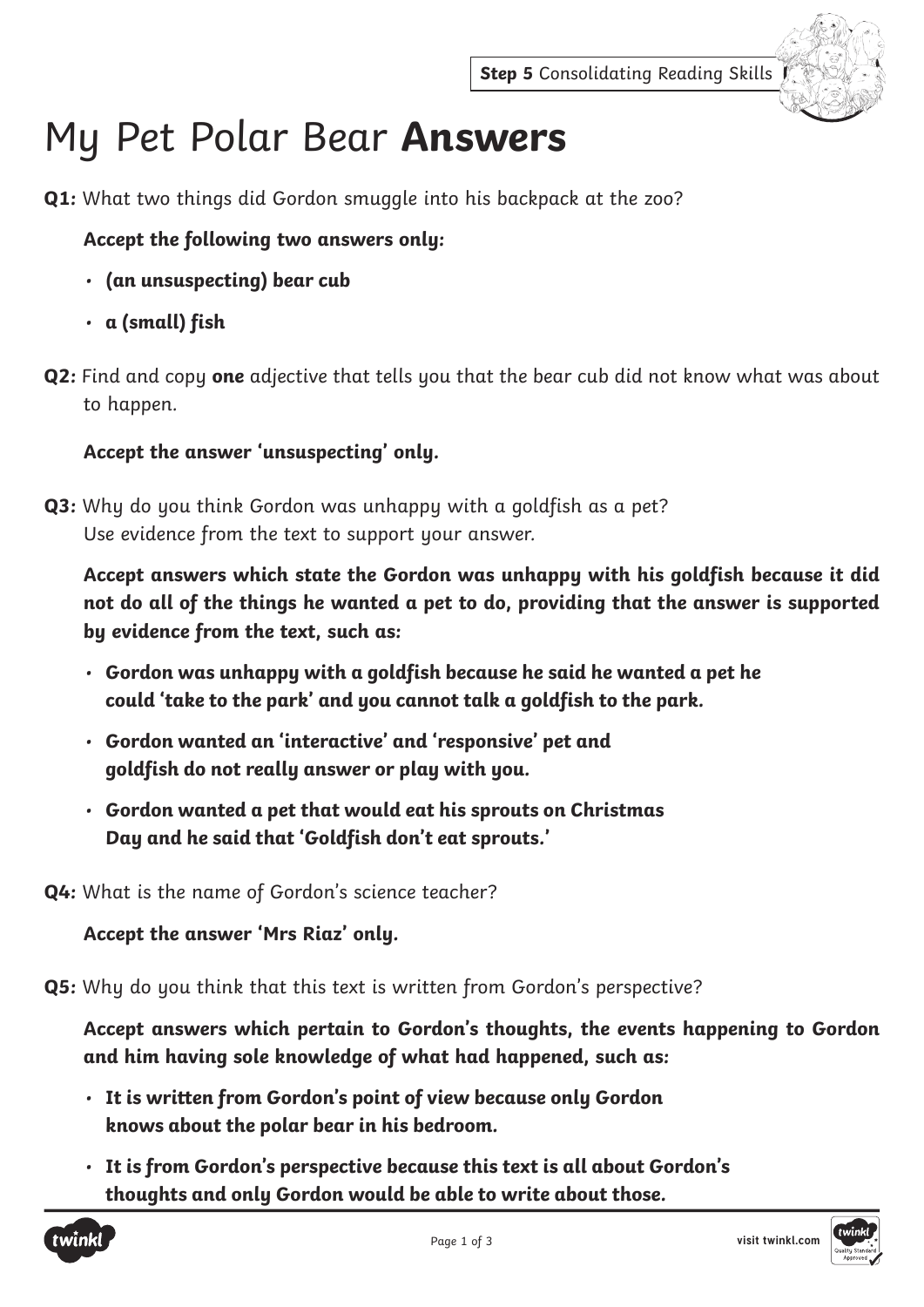Step 5 Consolidating Reading Skills

# My Pet Polar Bear **Answers**

**Q1:** What two things did Gordon smuggle into his backpack at the zoo?

***Accept the following two answers only:***

- ***(an unsuspecting) bear cub***
- ***a (small) fish***

**Q2:** Find and copy **one** adjective that tells you that the bear cub did not know what was about to happen.

***Accept the answer 'unsuspecting' only.***

**Q3:** Why do you think Gordon was unhappy with a goldfish as a pet?
*Use evidence from the text to support your answer.*

***Accept answers which state the Gordon was unhappy with his goldfish because it did not do all of the things he wanted a pet to do, providing that the answer is supported by evidence from the text, such as:***

- ***Gordon was unhappy with a goldfish because he said he wanted a pet he could 'take to the park' and you cannot talk a goldfish to the park.***
- ***Gordon wanted an 'interactive' and 'responsive' pet and goldfish do not really answer or play with you.***
- ***Gordon wanted a pet that would eat his sprouts on Christmas Day and he said that 'Goldfish don't eat sprouts.'***

**Q4:** What is the name of Gordon's science teacher?

***Accept the answer 'Mrs Riaz' only.***

**Q5:** Why do you think that this text is written from Gordon's perspective?

***Accept answers which pertain to Gordon's thoughts, the events happening to Gordon and him having sole knowledge of what had happened, such as:***

- ***It is written from Gordon's point of view because only Gordon knows about the polar bear in his bedroom.***
- ***It is from Gordon's perspective because this text is all about Gordon's thoughts and only Gordon would be able to write about those.***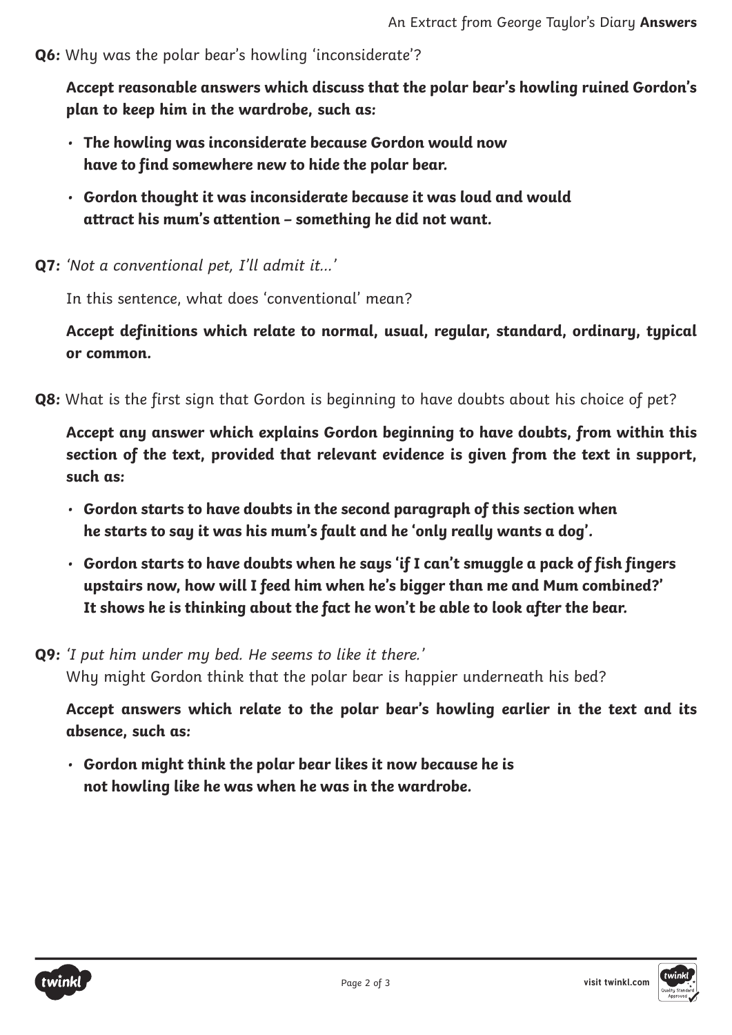**Q6:** Why was the polar bear's howling 'inconsiderate'?

**Accept reasonable answers which discuss that the polar bear's howling ruined Gordon's plan to keep him in the wardrobe, such as:**

- **The howling was inconsiderate because Gordon would now have to find somewhere new to hide the polar bear.**
- **Gordon thought it was inconsiderate because it was loud and would attract his mum's attention – something he did not want.**

**Q7:** *'Not a conventional pet, I'll admit it...'*

In this sentence, what does 'conventional' mean?

**Accept definitions which relate to normal, usual, regular, standard, ordinary, typical or common.**

**Q8:** What is the first sign that Gordon is beginning to have doubts about his choice of pet?

**Accept any answer which explains Gordon beginning to have doubts, from within this section of the text, provided that relevant evidence is given from the text in support, such as:**

- **Gordon starts to have doubts in the second paragraph of this section when he starts to say it was his mum's fault and he 'only really wants a dog'.**
- **Gordon starts to have doubts when he says 'if I can't smuggle a pack of fish fingers upstairs now, how will I feed him when he's bigger than me and Mum combined?' It shows he is thinking about the fact he won't be able to look after the bear.**

**Q9:** *'I put him under my bed. He seems to like it there.'*
Why might Gordon think that the polar bear is happier underneath his bed?

**Accept answers which relate to the polar bear's howling earlier in the text and its absence, such as:**

- **Gordon might think the polar bear likes it now because he is not howling like he was when he was in the wardrobe.**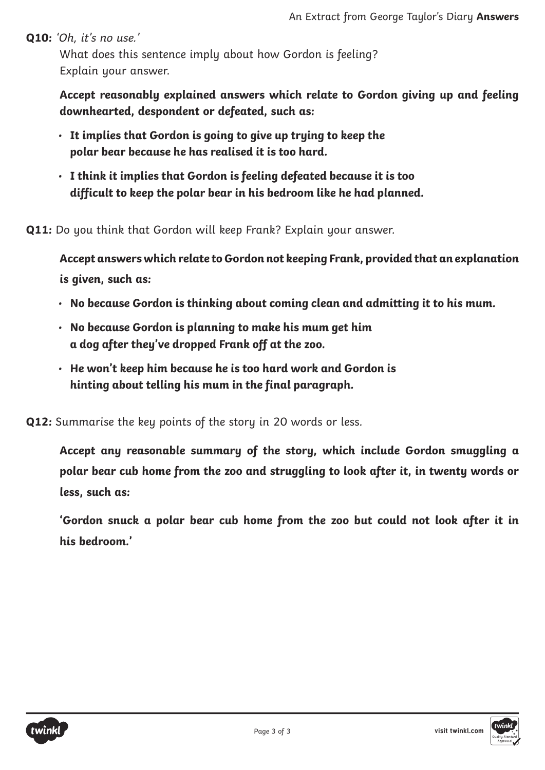**Q10:** *'Oh, it's no use.'*

What does this sentence imply about how Gordon is feeling? Explain your answer.

***Accept reasonably explained answers which relate to Gordon giving up and feeling downhearted, despondent or defeated, such as:***

- ***It implies that Gordon is going to give up trying to keep the polar bear because he has realised it is too hard.***
- ***I think it implies that Gordon is feeling defeated because it is too difficult to keep the polar bear in his bedroom like he had planned.***

**Q11:** Do you think that Gordon will keep Frank? Explain your answer.

***Accept answers which relate to Gordon not keeping Frank, provided that an explanation is given, such as:***

- ***No because Gordon is thinking about coming clean and admitting it to his mum.***
- ***No because Gordon is planning to make his mum get him a dog after they've dropped Frank off at the zoo.***
- ***He won't keep him because he is too hard work and Gordon is hinting about telling his mum in the final paragraph.***

**Q12:** Summarise the key points of the story in 20 words or less.

***Accept any reasonable summary of the story, which include Gordon smuggling a polar bear cub home from the zoo and struggling to look after it, in twenty words or less, such as:***

***'Gordon snuck a polar bear cub home from the zoo but could not look after it in his bedroom.'***